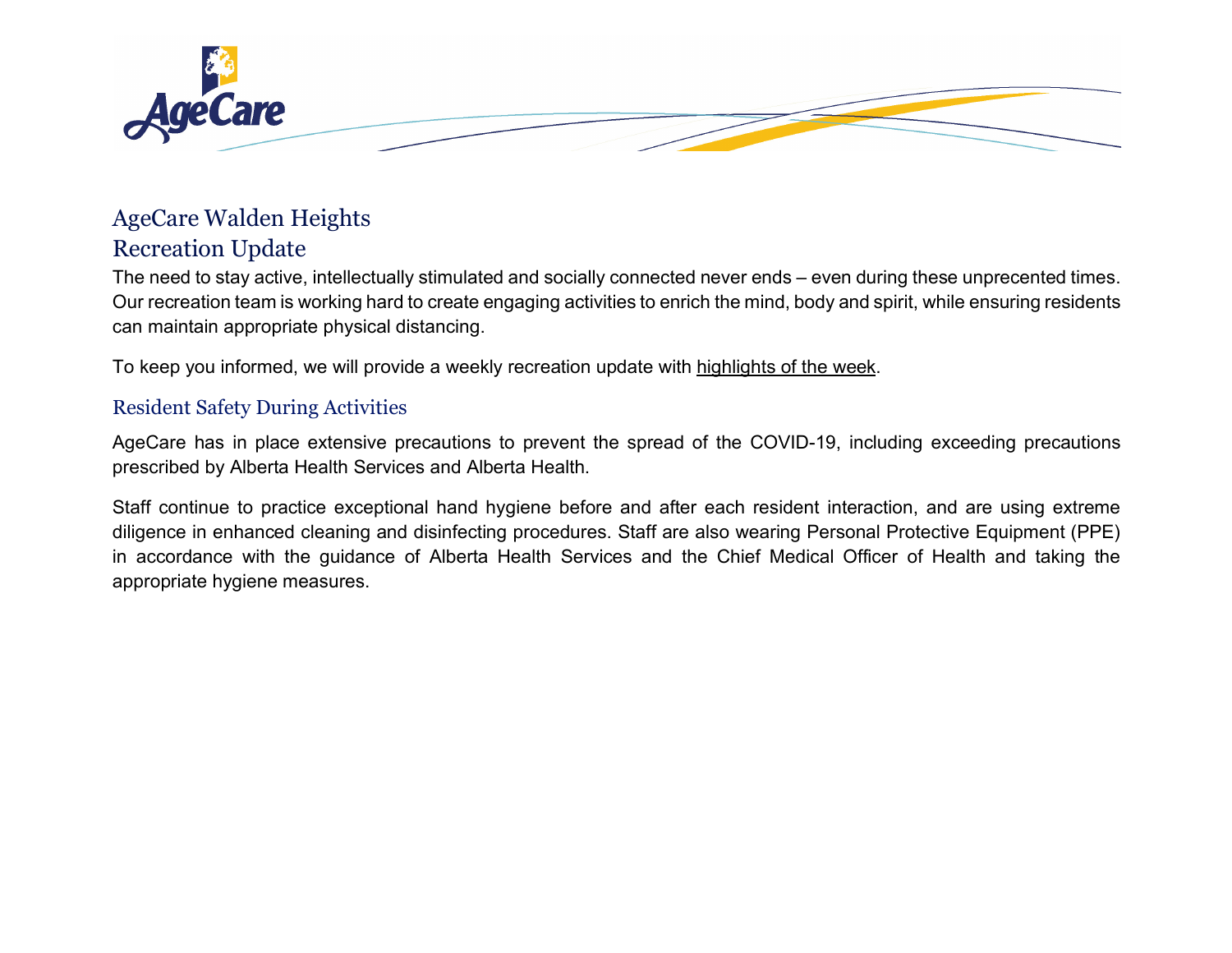# AgeCare Walden Heights

## Recreation Update

The need to stay active, intellectually stimulated and socially connected never ends – even during these unprecented times. Our recreation team is working hard to create engaging activities to enrich the mind, body and spirit, while ensuring residents can maintain appropriate physical distancing.

To keep you informed, we will provide a weekly recreation update with highlights of the week.

### Resident Safety During Activities

AgeCare has in place extensive precautions to prevent the spread of the COVID-19, including exceeding precautions prescribed by Alberta Health Services and Alberta Health.

Staff continue to practice exceptional hand hygiene before and after each resident interaction, and are using extreme diligence in enhanced cleaning and disinfecting procedures. Staff are also wearing Personal Protective Equipment (PPE) in accordance with the guidance of Alberta Health Services and the Chief Medical Officer of Health and taking the appropriate hygiene measures.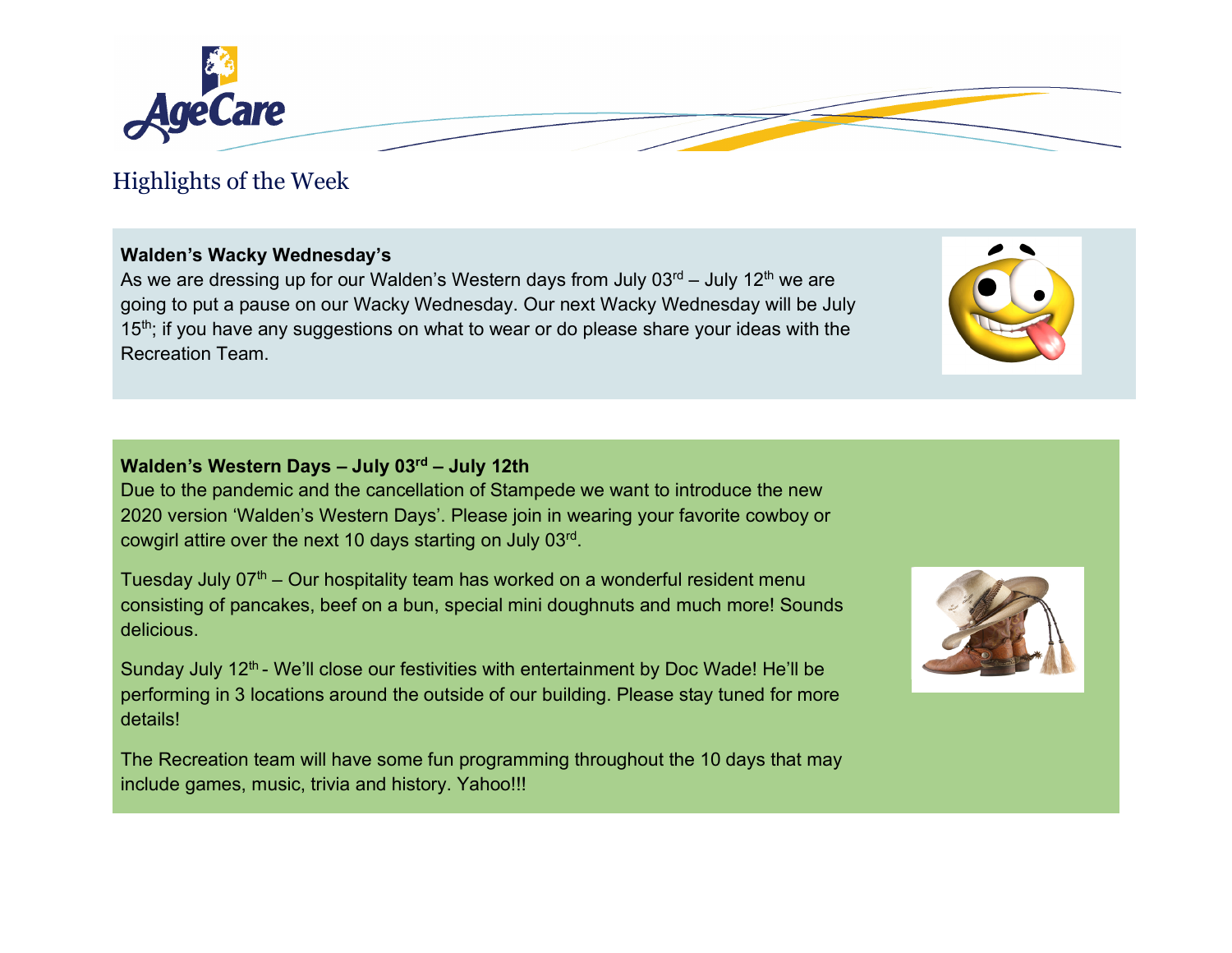## Highlights of the Week

**Walden's Wacky Wednesday's**

As we are dressing up for our Walden's Western days from July 03rd – July 12th we are going to put a pause on our Wacky Wednesday. Our next Wacky Wednesday will be July 15th; if you have any suggestions on what to wear or do please share your ideas with the Recreation Team.

**Walden's Western Days – July 03rd – July 12th**

Due to the pandemic and the cancellation of Stampede we want to introduce the new 2020 version 'Walden's Western Days'. Please join in wearing your favorite cowboy or cowgirl attire over the next 10 days starting on July 03rd.

Tuesday July 07th – Our hospitality team has worked on a wonderful resident menu consisting of pancakes, beef on a bun, special mini doughnuts and much more! Sounds delicious.

Sunday July 12th - We'll close our festivities with entertainment by Doc Wade! He'll be performing in 3 locations around the outside of our building. Please stay tuned for more details!

The Recreation team will have some fun programming throughout the 10 days that may include games, music, trivia and history. Yahoo!!!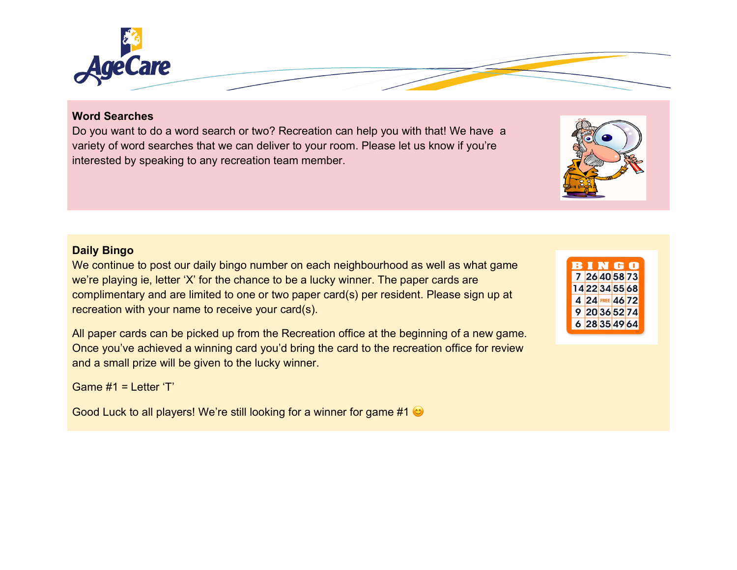## Word Searches

Do you want to do a word search or two? Recreation can help you with that! We have a variety of word searches that we can deliver to your room. Please let us know if you're interested by speaking to any recreation team member.

## Daily Bingo

We continue to post our daily bingo number on each neighbourhood as well as what game we're playing ie, letter 'X' for the chance to be a lucky winner. The paper cards are complimentary and are limited to one or two paper card(s) per resident. Please sign up at recreation with your name to receive your card(s).

All paper cards can be picked up from the Recreation office at the beginning of a new game. Once you've achieved a winning card you'd bring the card to the recreation office for review and a small prize will be given to the lucky winner.

Game #1 = Letter 'T'

Good Luck to all players! We're still looking for a winner for game #1 😊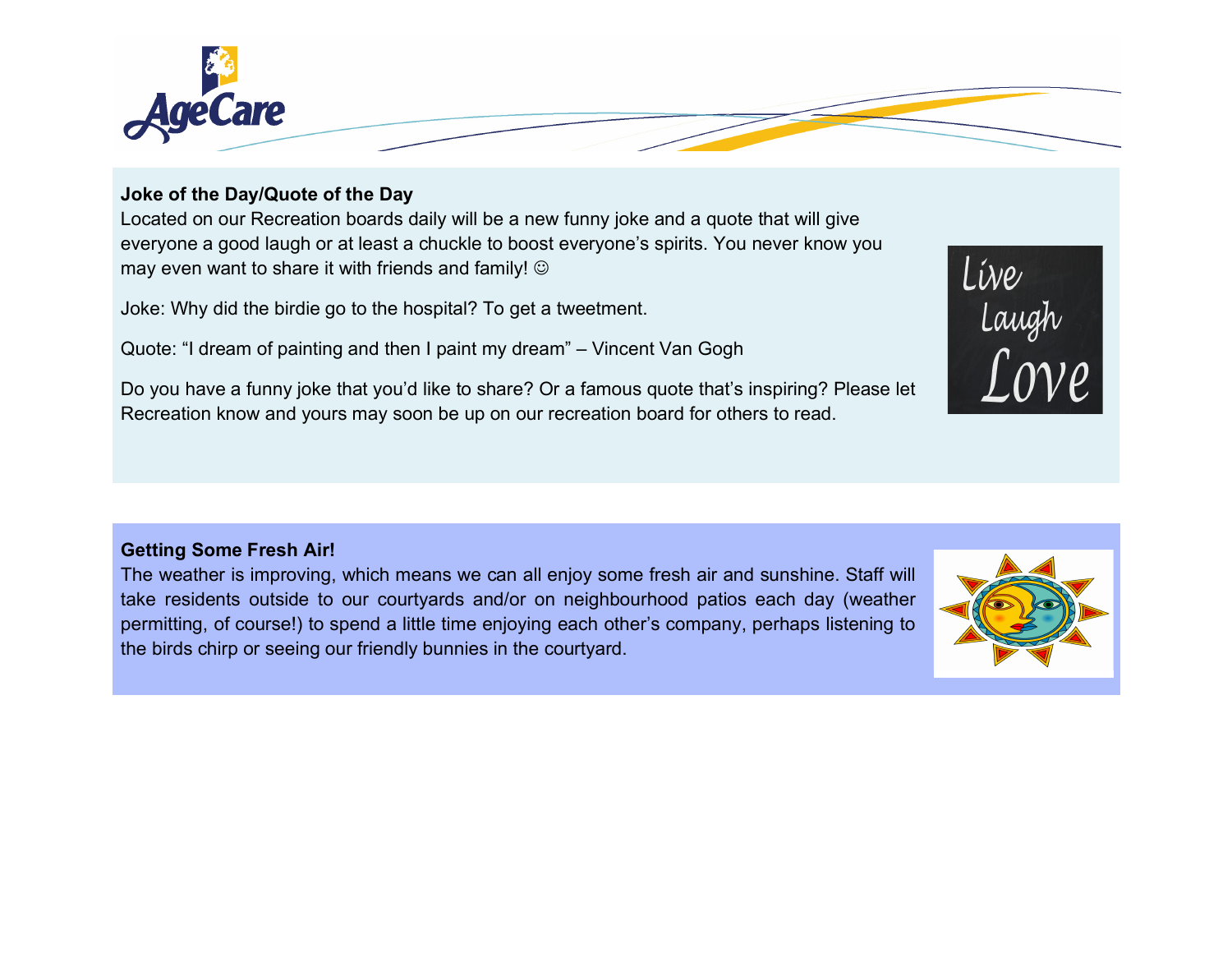**Joke of the Day/Quote of the Day**

Located on our Recreation boards daily will be a new funny joke and a quote that will give everyone a good laugh or at least a chuckle to boost everyone's spirits. You never know you may even want to share it with friends and family! ☺

Joke: Why did the birdie go to the hospital? To get a tweetment.

Quote: "I dream of painting and then I paint my dream" – Vincent Van Gogh

Do you have a funny joke that you'd like to share? Or a famous quote that's inspiring? Please let Recreation know and yours may soon be up on our recreation board for others to read.

**Getting Some Fresh Air!**

The weather is improving, which means we can all enjoy some fresh air and sunshine. Staff will take residents outside to our courtyards and/or on neighbourhood patios each day (weather permitting, of course!) to spend a little time enjoying each other's company, perhaps listening to the birds chirp or seeing our friendly bunnies in the courtyard.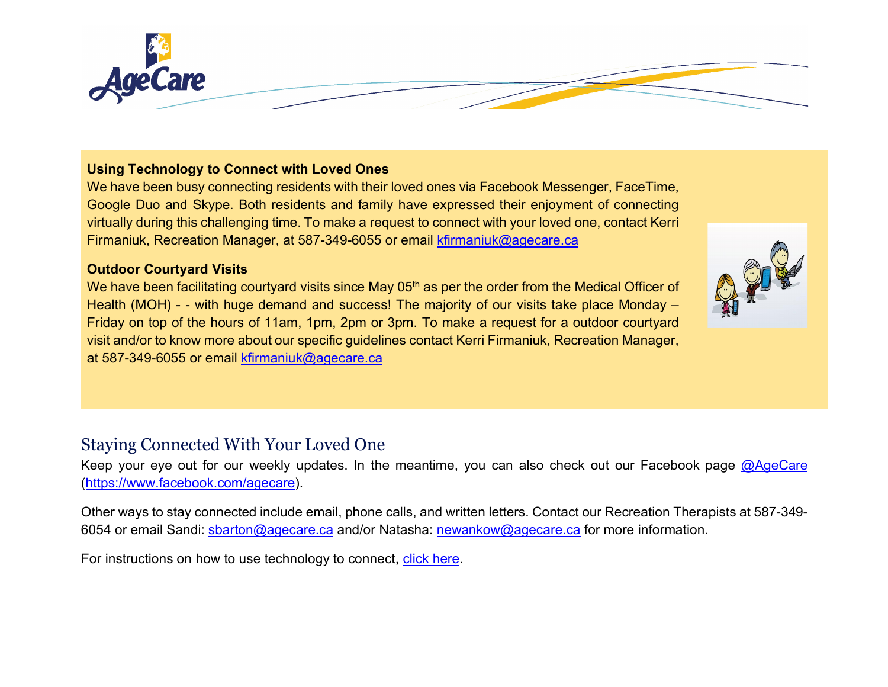**Using Technology to Connect with Loved Ones**

We have been busy connecting residents with their loved ones via Facebook Messenger, FaceTime, Google Duo and Skype. Both residents and family have expressed their enjoyment of connecting virtually during this challenging time. To make a request to connect with your loved one, contact Kerri Firmaniuk, Recreation Manager, at 587-349-6055 or email kfirmaniuk@agecare.ca

**Outdoor Courtyard Visits**

We have been facilitating courtyard visits since May 05th as per the order from the Medical Officer of Health (MOH) - - with huge demand and success! The majority of our visits take place Monday – Friday on top of the hours of 11am, 1pm, 2pm or 3pm. To make a request for a outdoor courtyard visit and/or to know more about our specific guidelines contact Kerri Firmaniuk, Recreation Manager, at 587-349-6055 or email kfirmaniuk@agecare.ca

## Staying Connected With Your Loved One

Keep your eye out for our weekly updates. In the meantime, you can also check out our Facebook page @AgeCare (https://www.facebook.com/agecare).

Other ways to stay connected include email, phone calls, and written letters. Contact our Recreation Therapists at 587-349-6054 or email Sandi: sbarton@agecare.ca and/or Natasha: newankow@agecare.ca for more information.

For instructions on how to use technology to connect, click here.